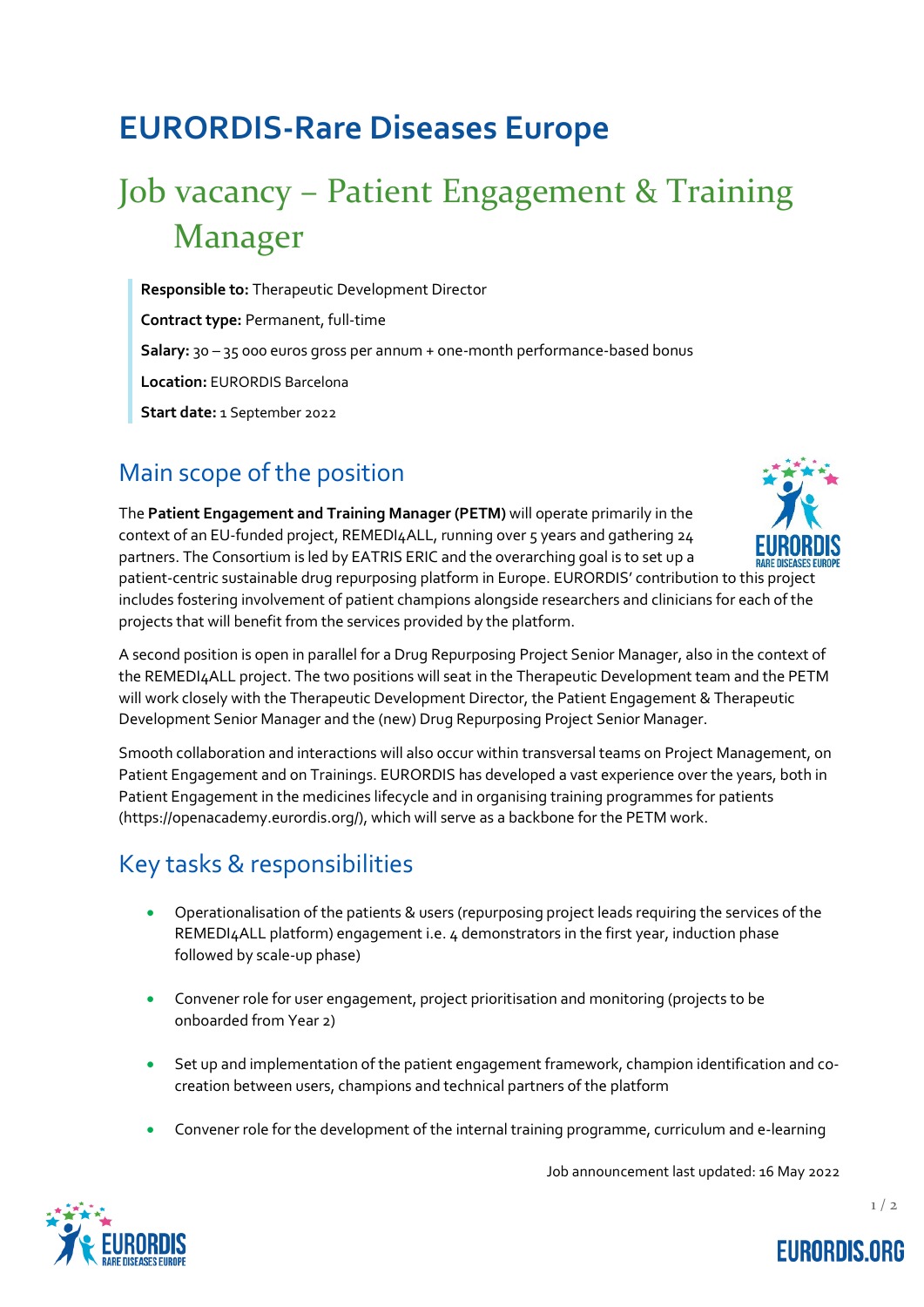// Transcription, structure, and ordering preserved from source rather than adapted.
# EURORDIS-Rare Diseases Europe

## Job vacancy – Patient Engagement & Training Manager

**Responsible to:** Therapeutic Development Director

**Contract type:** Permanent, full-time

**Salary:** 30 – 35 000 euros gross per annum + one-month performance-based bonus

**Location:** EURORDIS Barcelona

**Start date:** 1 September 2022

## Main scope of the position

The **Patient Engagement and Training Manager (PETM)** will operate primarily in the context of an EU-funded project, REMEDI4ALL, running over 5 years and gathering 24 partners. The Consortium is led by EATRIS ERIC and the overarching goal is to set up a patient-centric sustainable drug repurposing platform in Europe. EURORDIS' contribution to this project includes fostering involvement of patient champions alongside researchers and clinicians for each of the projects that will benefit from the services provided by the platform.

A second position is open in parallel for a Drug Repurposing Project Senior Manager, also in the context of the REMEDI4ALL project. The two positions will seat in the Therapeutic Development team and the PETM will work closely with the Therapeutic Development Director, the Patient Engagement & Therapeutic Development Senior Manager and the (new) Drug Repurposing Project Senior Manager.

Smooth collaboration and interactions will also occur within transversal teams on Project Management, on Patient Engagement and on Trainings. EURORDIS has developed a vast experience over the years, both in Patient Engagement in the medicines lifecycle and in organising training programmes for patients (https://openacademy.eurordis.org/), which will serve as a backbone for the PETM work.

## Key tasks & responsibilities

- Operationalisation of the patients & users (repurposing project leads requiring the services of the REMEDI4ALL platform) engagement i.e. 4 demonstrators in the first year, induction phase followed by scale-up phase)
- Convener role for user engagement, project prioritisation and monitoring (projects to be onboarded from Year 2)
- Set up and implementation of the patient engagement framework, champion identification and co-creation between users, champions and technical partners of the platform
- Convener role for the development of the internal training programme, curriculum and e-learning

Job announcement last updated: 16 May 2022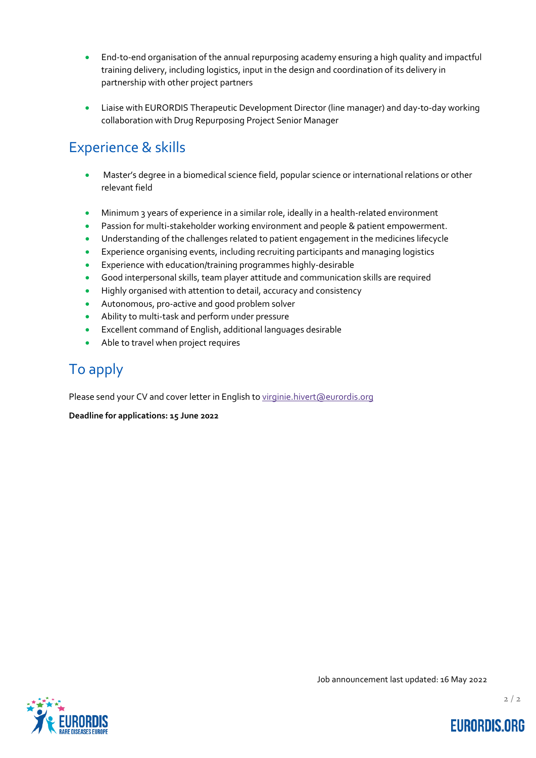- End-to-end organisation of the annual repurposing academy ensuring a high quality and impactful training delivery, including logistics, input in the design and coordination of its delivery in partnership with other project partners

- Liaise with EURORDIS Therapeutic Development Director (line manager) and day-to-day working collaboration with Drug Repurposing Project Senior Manager

## Experience & skills

- Master's degree in a biomedical science field, popular science or international relations or other relevant field

- Minimum 3 years of experience in a similar role, ideally in a health-related environment
- Passion for multi-stakeholder working environment and people & patient empowerment.
- Understanding of the challenges related to patient engagement in the medicines lifecycle
- Experience organising events, including recruiting participants and managing logistics
- Experience with education/training programmes highly-desirable
- Good interpersonal skills, team player attitude and communication skills are required
- Highly organised with attention to detail, accuracy and consistency
- Autonomous, pro-active and good problem solver
- Ability to multi-task and perform under pressure
- Excellent command of English, additional languages desirable
- Able to travel when project requires

## To apply

Please send your CV and cover letter in English to virginie.hivert@eurordis.org

**Deadline for applications: 15 June 2022**

Job announcement last updated: 16 May 2022